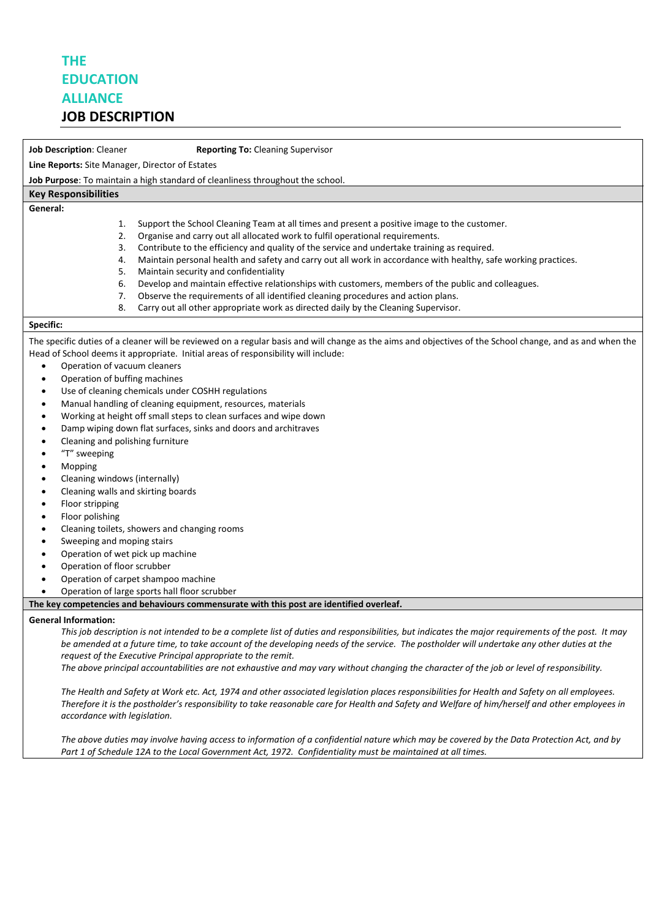# THE EDUCATION ALLIANCE

# JOB DESCRIPTION

**Job Description**: Cleaner **Reporting To:** Cleaning Supervisor

**Line Reports:** Site Manager, Director of Estates

**Job Purpose**: To maintain a high standard of cleanliness throughout the school.

## Key Responsibilities

**General:**

1. Support the School Cleaning Team at all times and present a positive image to the customer.
2. Organise and carry out all allocated work to fulfil operational requirements.
3. Contribute to the efficiency and quality of the service and undertake training as required.
4. Maintain personal health and safety and carry out all work in accordance with healthy, safe working practices.
5. Maintain security and confidentiality
6. Develop and maintain effective relationships with customers, members of the public and colleagues.
7. Observe the requirements of all identified cleaning procedures and action plans.
8. Carry out all other appropriate work as directed daily by the Cleaning Supervisor.

**Specific:**

The specific duties of a cleaner will be reviewed on a regular basis and will change as the aims and objectives of the School change, and as and when the Head of School deems it appropriate. Initial areas of responsibility will include:

- Operation of vacuum cleaners
- Operation of buffing machines
- Use of cleaning chemicals under COSHH regulations
- Manual handling of cleaning equipment, resources, materials
- Working at height off small steps to clean surfaces and wipe down
- Damp wiping down flat surfaces, sinks and doors and architraves
- Cleaning and polishing furniture
- "T" sweeping
- Mopping
- Cleaning windows (internally)
- Cleaning walls and skirting boards
- Floor stripping
- Floor polishing
- Cleaning toilets, showers and changing rooms
- Sweeping and moping stairs
- Operation of wet pick up machine
- Operation of floor scrubber
- Operation of carpet shampoo machine
- Operation of large sports hall floor scrubber

**The key competencies and behaviours commensurate with this post are identified overleaf.**

**General Information:**

*This job description is not intended to be a complete list of duties and responsibilities, but indicates the major requirements of the post. It may be amended at a future time, to take account of the developing needs of the service. The postholder will undertake any other duties at the request of the Executive Principal appropriate to the remit.*

*The above principal accountabilities are not exhaustive and may vary without changing the character of the job or level of responsibility.*

*The Health and Safety at Work etc. Act, 1974 and other associated legislation places responsibilities for Health and Safety on all employees. Therefore it is the postholder's responsibility to take reasonable care for Health and Safety and Welfare of him/herself and other employees in accordance with legislation.*

*The above duties may involve having access to information of a confidential nature which may be covered by the Data Protection Act, and by Part 1 of Schedule 12A to the Local Government Act, 1972. Confidentiality must be maintained at all times.*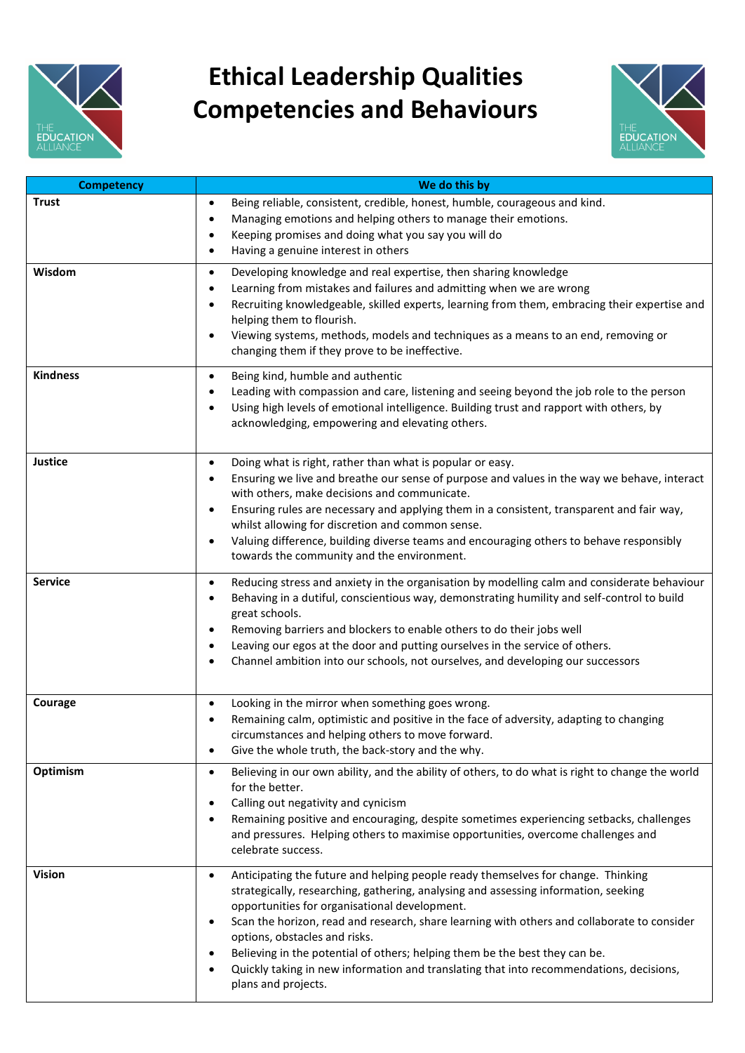# Ethical Leadership Qualities Competencies and Behaviours

| Competency | We do this by |
|---|---|
| **Trust** | • Being reliable, consistent, credible, honest, humble, courageous and kind.<br>• Managing emotions and helping others to manage their emotions.<br>• Keeping promises and doing what you say you will do<br>• Having a genuine interest in others |
| **Wisdom** | • Developing knowledge and real expertise, then sharing knowledge<br>• Learning from mistakes and failures and admitting when we are wrong<br>• Recruiting knowledgeable, skilled experts, learning from them, embracing their expertise and helping them to flourish.<br>• Viewing systems, methods, models and techniques as a means to an end, removing or changing them if they prove to be ineffective. |
| **Kindness** | • Being kind, humble and authentic<br>• Leading with compassion and care, listening and seeing beyond the job role to the person<br>• Using high levels of emotional intelligence. Building trust and rapport with others, by acknowledging, empowering and elevating others. |
| **Justice** | • Doing what is right, rather than what is popular or easy.<br>• Ensuring we live and breathe our sense of purpose and values in the way we behave, interact with others, make decisions and communicate.<br>• Ensuring rules are necessary and applying them in a consistent, transparent and fair way, whilst allowing for discretion and common sense.<br>• Valuing difference, building diverse teams and encouraging others to behave responsibly towards the community and the environment. |
| **Service** | • Reducing stress and anxiety in the organisation by modelling calm and considerate behaviour<br>• Behaving in a dutiful, conscientious way, demonstrating humility and self-control to build great schools.<br>• Removing barriers and blockers to enable others to do their jobs well<br>• Leaving our egos at the door and putting ourselves in the service of others.<br>• Channel ambition into our schools, not ourselves, and developing our successors |
| **Courage** | • Looking in the mirror when something goes wrong.<br>• Remaining calm, optimistic and positive in the face of adversity, adapting to changing circumstances and helping others to move forward.<br>• Give the whole truth, the back-story and the why. |
| **Optimism** | • Believing in our own ability, and the ability of others, to do what is right to change the world for the better.<br>• Calling out negativity and cynicism<br>• Remaining positive and encouraging, despite sometimes experiencing setbacks, challenges and pressures. Helping others to maximise opportunities, overcome challenges and celebrate success. |
| **Vision** | • Anticipating the future and helping people ready themselves for change. Thinking strategically, researching, gathering, analysing and assessing information, seeking opportunities for organisational development.<br>• Scan the horizon, read and research, share learning with others and collaborate to consider options, obstacles and risks.<br>• Believing in the potential of others; helping them be the best they can be.<br>• Quickly taking in new information and translating that into recommendations, decisions, plans and projects. |